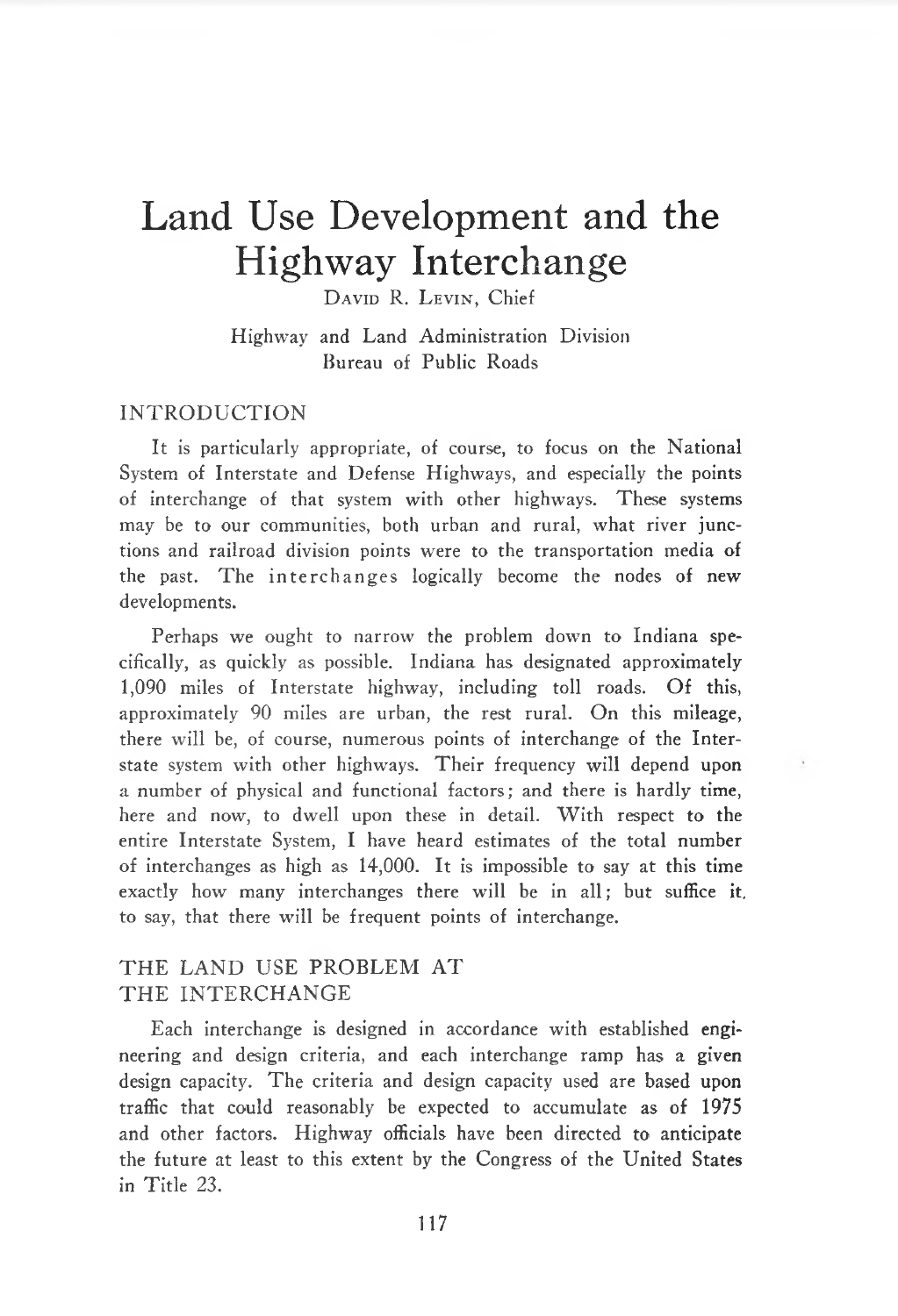# Land Use Development and the Highway Interchange

David R. Levin, Chief

Highway and Land Administration Division
Bureau of Public Roads

## INTRODUCTION

It is particularly appropriate, of course, to focus on the National System of Interstate and Defense Highways, and especially the points of interchange of that system with other highways. These systems may be to our communities, both urban and rural, what river junctions and railroad division points were to the transportation media of the past. The interchanges logically become the nodes of new developments.

Perhaps we ought to narrow the problem down to Indiana specifically, as quickly as possible. Indiana has designated approximately 1,090 miles of Interstate highway, including toll roads. Of this, approximately 90 miles are urban, the rest rural. On this mileage, there will be, of course, numerous points of interchange of the Interstate system with other highways. Their frequency will depend upon a number of physical and functional factors; and there is hardly time, here and now, to dwell upon these in detail. With respect to the entire Interstate System, I have heard estimates of the total number of interchanges as high as 14,000. It is impossible to say at this time exactly how many interchanges there will be in all; but suffice it, to say, that there will be frequent points of interchange.

## THE LAND USE PROBLEM AT THE INTERCHANGE

Each interchange is designed in accordance with established engineering and design criteria, and each interchange ramp has a given design capacity. The criteria and design capacity used are based upon traffic that could reasonably be expected to accumulate as of 1975 and other factors. Highway officials have been directed to anticipate the future at least to this extent by the Congress of the United States in Title 23.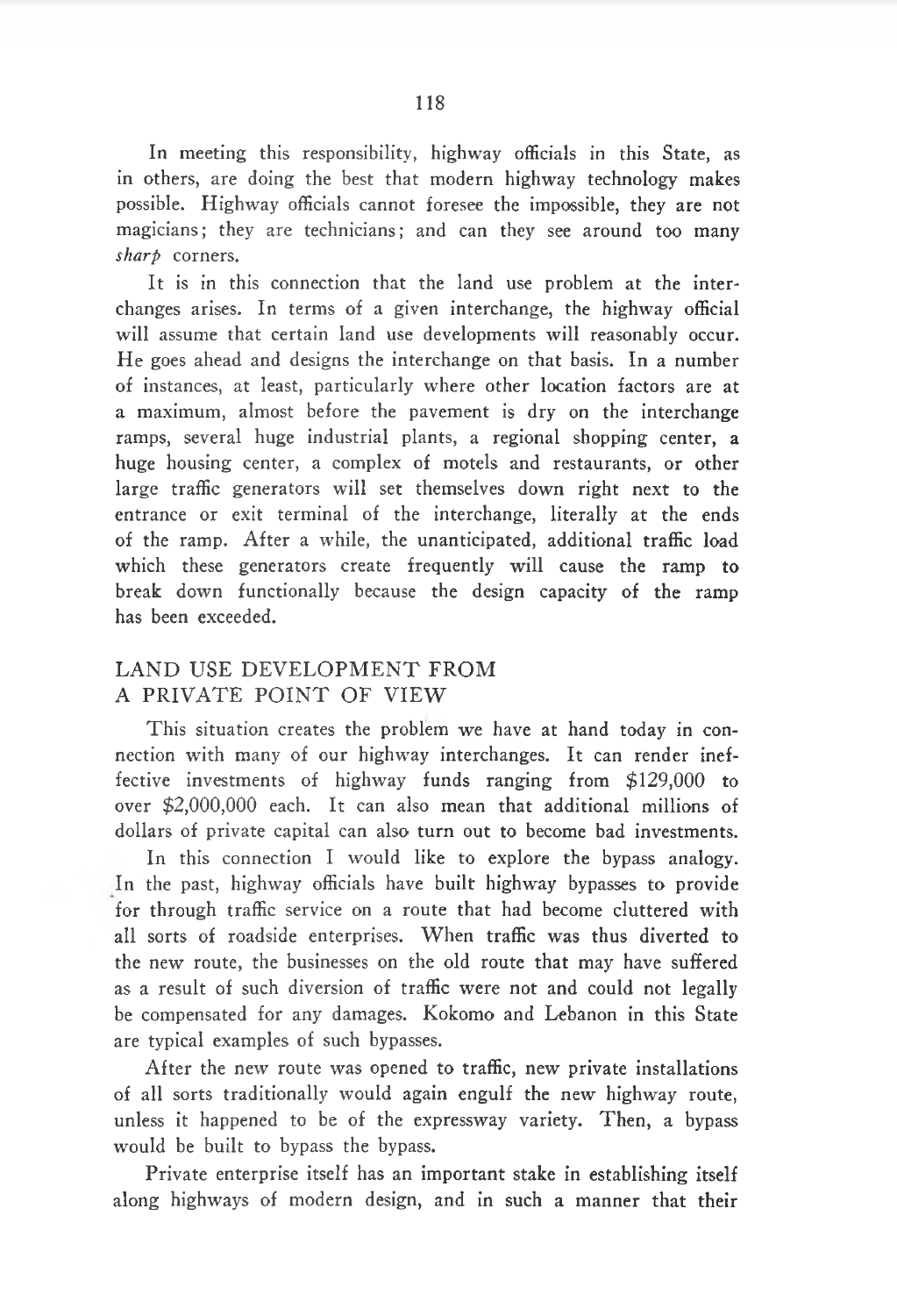In meeting this responsibility, highway officials in this State, as in others, are doing the best that modern highway technology makes possible. Highway officials cannot foresee the impossible, they are not magicians; they are technicians; and can they see around too many *sharp* corners.

It is in this connection that the land use problem at the interchanges arises. In terms of a given interchange, the highway official will assume that certain land use developments will reasonably occur. He goes ahead and designs the interchange on that basis. In a number of instances, at least, particularly where other location factors are at a maximum, almost before the pavement is dry on the interchange ramps, several huge industrial plants, a regional shopping center, a huge housing center, a complex of motels and restaurants, or other large traffic generators will set themselves down right next to the entrance or exit terminal of the interchange, literally at the ends of the ramp. After a while, the unanticipated, additional traffic load which these generators create frequently will cause the ramp to break down functionally because the design capacity of the ramp has been exceeded.

## LAND USE DEVELOPMENT FROM A PRIVATE POINT OF VIEW

This situation creates the problem we have at hand today in connection with many of our highway interchanges. It can render ineffective investments of highway funds ranging from $129,000 to over $2,000,000 each. It can also mean that additional millions of dollars of private capital can also turn out to become bad investments.

In this connection I would like to explore the bypass analogy. In the past, highway officials have built highway bypasses to provide for through traffic service on a route that had become cluttered with all sorts of roadside enterprises. When traffic was thus diverted to the new route, the businesses on the old route that may have suffered as a result of such diversion of traffic were not and could not legally be compensated for any damages. Kokomo and Lebanon in this State are typical examples of such bypasses.

After the new route was opened to traffic, new private installations of all sorts traditionally would again engulf the new highway route, unless it happened to be of the expressway variety. Then, a bypass would be built to bypass the bypass.

Private enterprise itself has an important stake in establishing itself along highways of modern design, and in such a manner that their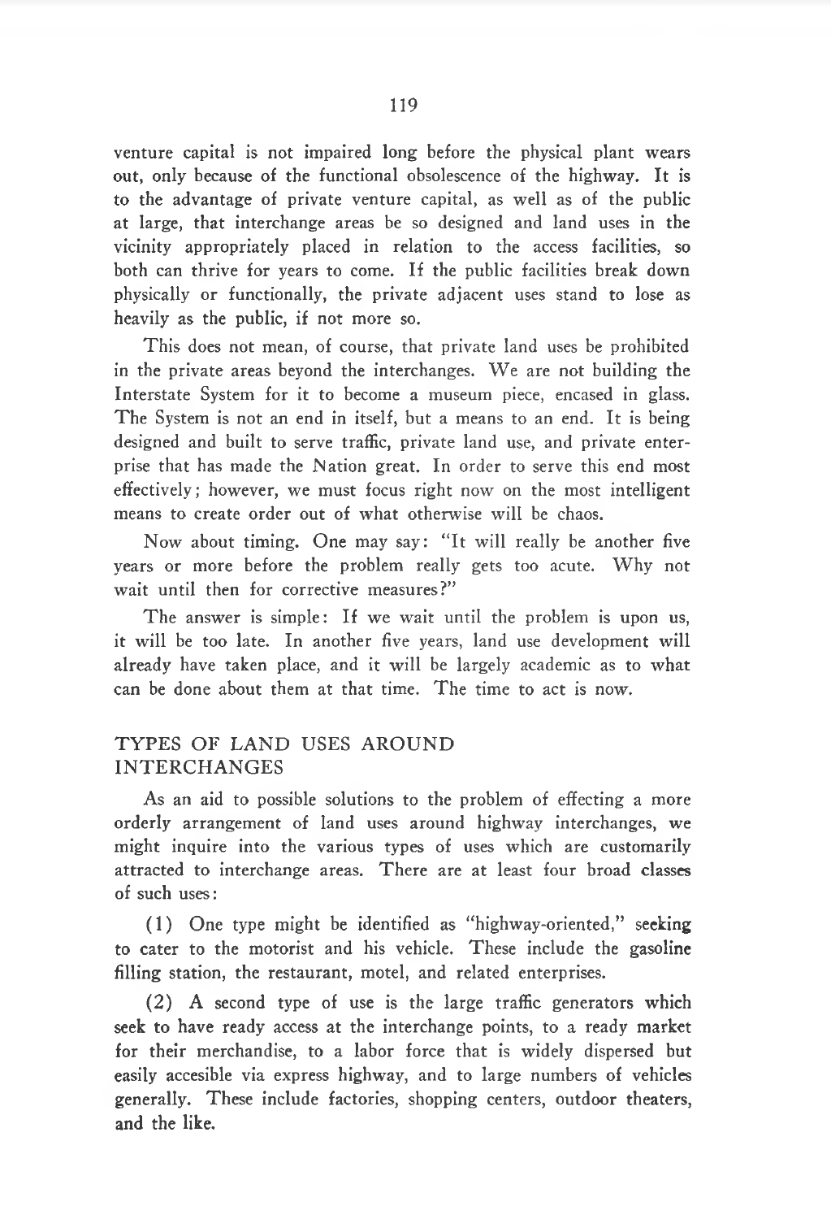venture capital is not impaired long before the physical plant wears out, only because of the functional obsolescence of the highway. It is to the advantage of private venture capital, as well as of the public at large, that interchange areas be so designed and land uses in the vicinity appropriately placed in relation to the access facilities, so both can thrive for years to come. If the public facilities break down physically or functionally, the private adjacent uses stand to lose as heavily as the public, if not more so.

This does not mean, of course, that private land uses be prohibited in the private areas beyond the interchanges. We are not building the Interstate System for it to become a museum piece, encased in glass. The System is not an end in itself, but a means to an end. It is being designed and built to serve traffic, private land use, and private enterprise that has made the Nation great. In order to serve this end most effectively; however, we must focus right now on the most intelligent means to create order out of what otherwise will be chaos.

Now about timing. One may say: "It will really be another five years or more before the problem really gets too acute. Why not wait until then for corrective measures?"

The answer is simple: If we wait until the problem is upon us, it will be too late. In another five years, land use development will already have taken place, and it will be largely academic as to what can be done about them at that time. The time to act is now.

## TYPES OF LAND USES AROUND INTERCHANGES

As an aid to possible solutions to the problem of effecting a more orderly arrangement of land uses around highway interchanges, we might inquire into the various types of uses which are customarily attracted to interchange areas. There are at least four broad classes of such uses:

(1) One type might be identified as "highway-oriented," seeking to cater to the motorist and his vehicle. These include the gasoline filling station, the restaurant, motel, and related enterprises.

(2) A second type of use is the large traffic generators which seek to have ready access at the interchange points, to a ready market for their merchandise, to a labor force that is widely dispersed but easily accesible via express highway, and to large numbers of vehicles generally. These include factories, shopping centers, outdoor theaters, and the like.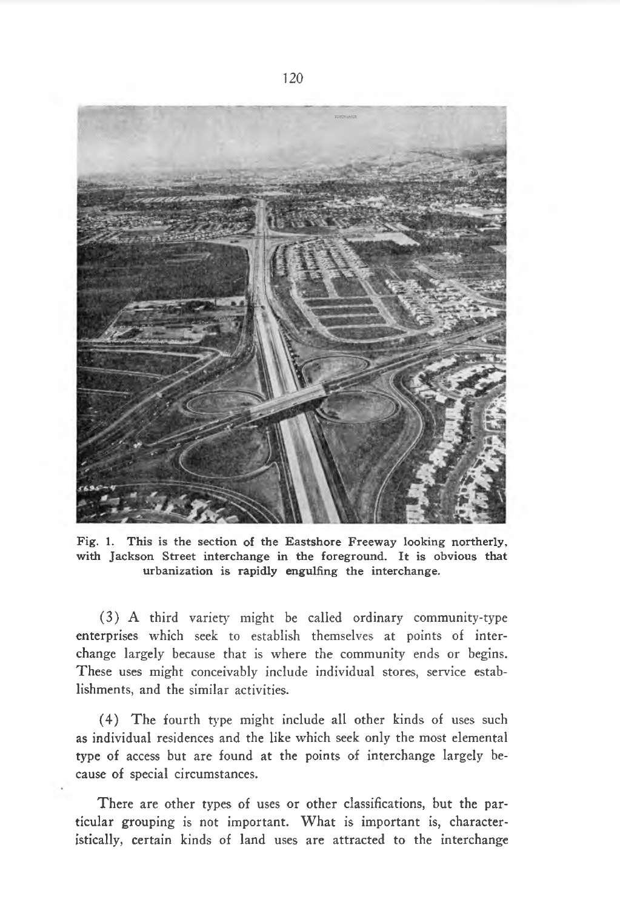Fig. 1. This is the section of the Eastshore Freeway looking northerly, with Jackson Street interchange in the foreground. It is obvious that urbanization is rapidly engulfing the interchange.

(3) A third variety might be called ordinary community-type enterprises which seek to establish themselves at points of interchange largely because that is where the community ends or begins. These uses might conceivably include individual stores, service establishments, and the similar activities.

(4) The fourth type might include all other kinds of uses such as individual residences and the like which seek only the most elemental type of access but are found at the points of interchange largely because of special circumstances.

There are other types of uses or other classifications, but the particular grouping is not important. What is important is, characteristically, certain kinds of land uses are attracted to the interchange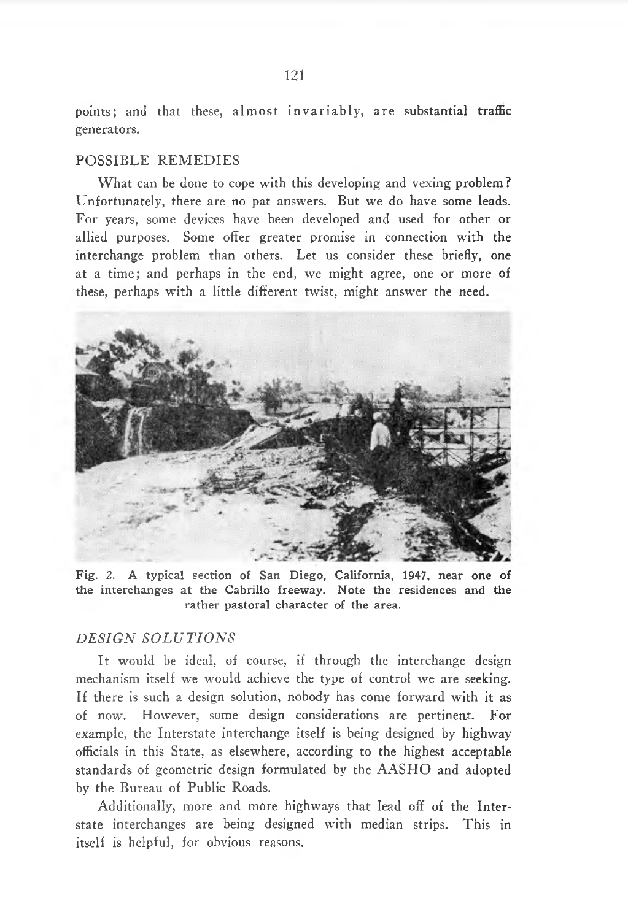points; and that these, almost invariably, are substantial traffic generators.

## POSSIBLE REMEDIES

What can be done to cope with this developing and vexing problem? Unfortunately, there are no pat answers. But we do have some leads. For years, some devices have been developed and used for other or allied purposes. Some offer greater promise in connection with the interchange problem than others. Let us consider these briefly, one at a time; and perhaps in the end, we might agree, one or more of these, perhaps with a little different twist, might answer the need.

**Fig. 2. A typical section of San Diego, California, 1947, near one of the interchanges at the Cabrillo freeway. Note the residences and the rather pastoral character of the area.**

### *DESIGN SOLUTIONS*

It would be ideal, of course, if through the interchange design mechanism itself we would achieve the type of control we are seeking. If there is such a design solution, nobody has come forward with it as of now. However, some design considerations are pertinent. For example, the Interstate interchange itself is being designed by highway officials in this State, as elsewhere, according to the highest acceptable standards of geometric design formulated by the AASHO and adopted by the Bureau of Public Roads.

Additionally, more and more highways that lead off of the Interstate interchanges are being designed with median strips. This in itself is helpful, for obvious reasons.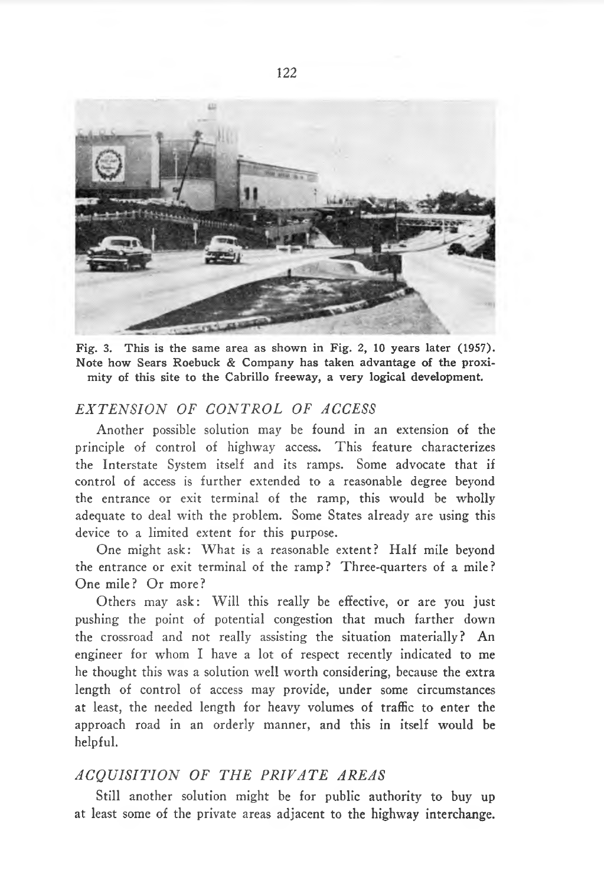Fig. 3. This is the same area as shown in Fig. 2, 10 years later (1957). Note how Sears Roebuck & Company has taken advantage of the proximity of this site to the Cabrillo freeway, a very logical development.

## *EXTENSION OF CONTROL OF ACCESS*

Another possible solution may be found in an extension of the principle of control of highway access. This feature characterizes the Interstate System itself and its ramps. Some advocate that if control of access is further extended to a reasonable degree beyond the entrance or exit terminal of the ramp, this would be wholly adequate to deal with the problem. Some States already are using this device to a limited extent for this purpose.

One might ask: What is a reasonable extent? Half mile beyond the entrance or exit terminal of the ramp? Three-quarters of a mile? One mile? Or more?

Others may ask: Will this really be effective, or are you just pushing the point of potential congestion that much farther down the crossroad and not really assisting the situation materially? An engineer for whom I have a lot of respect recently indicated to me he thought this was a solution well worth considering, because the extra length of control of access may provide, under some circumstances at least, the needed length for heavy volumes of traffic to enter the approach road in an orderly manner, and this in itself would be helpful.

## *ACQUISITION OF THE PRIVATE AREAS*

Still another solution might be for public authority to buy up at least some of the private areas adjacent to the highway interchange.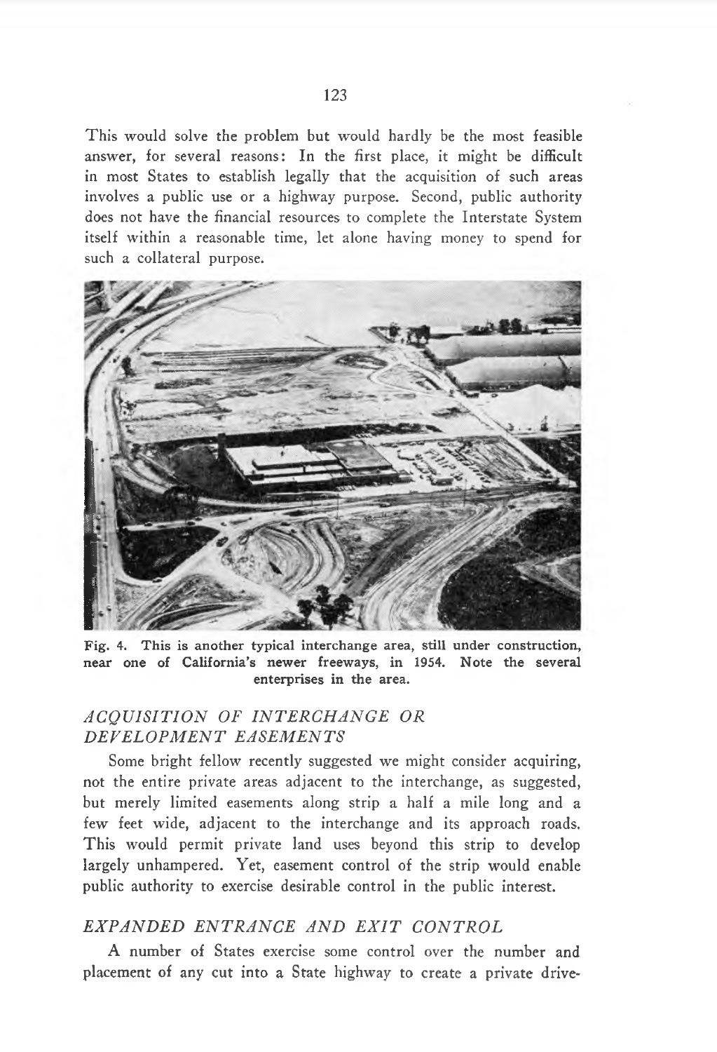This would solve the problem but would hardly be the most feasible answer, for several reasons: In the first place, it might be difficult in most States to establish legally that the acquisition of such areas involves a public use or a highway purpose. Second, public authority does not have the financial resources to complete the Interstate System itself within a reasonable time, let alone having money to spend for such a collateral purpose.

**Fig. 4. This is another typical interchange area, still under construction, near one of California's newer freeways, in 1954. Note the several enterprises in the area.**

## *ACQUISITION OF INTERCHANGE OR DEVELOPMENT EASEMENTS*

Some bright fellow recently suggested we might consider acquiring, not the entire private areas adjacent to the interchange, as suggested, but merely limited easements along strip a half a mile long and a few feet wide, adjacent to the interchange and its approach roads. This would permit private land uses beyond this strip to develop largely unhampered. Yet, easement control of the strip would enable public authority to exercise desirable control in the public interest.

## *EXPANDED ENTRANCE AND EXIT CONTROL*

A number of States exercise some control over the number and placement of any cut into a State highway to create a private drive-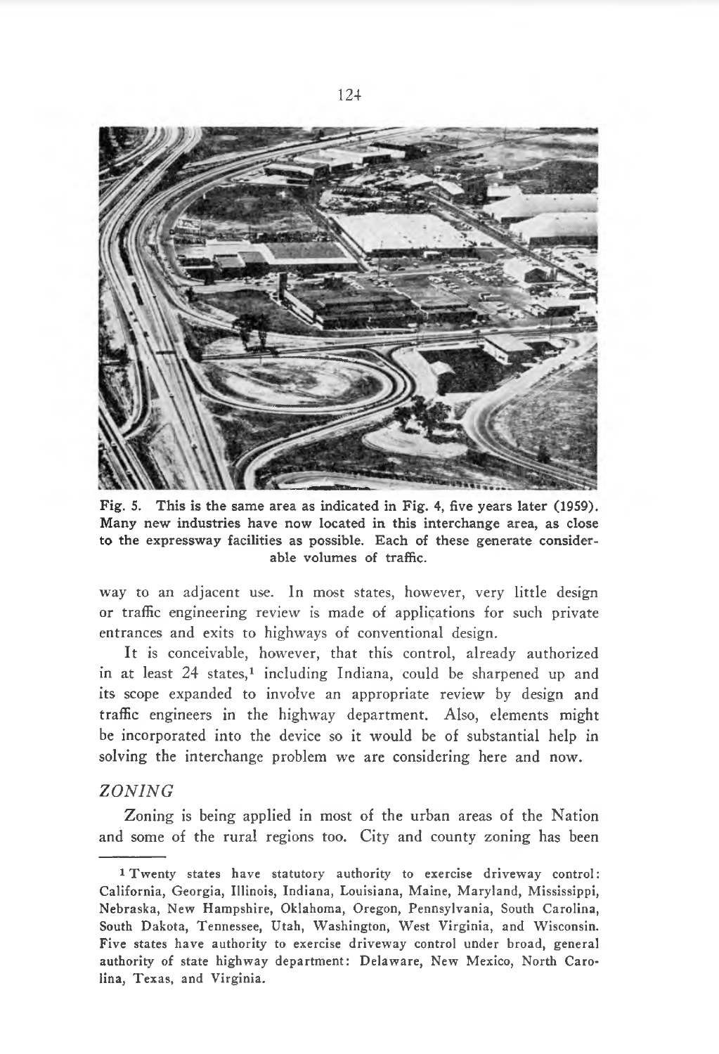Fig. 5. This is the same area as indicated in Fig. 4, five years later (1959). Many new industries have now located in this interchange area, as close to the expressway facilities as possible. Each of these generate considerable volumes of traffic.

way to an adjacent use. In most states, however, very little design or traffic engineering review is made of applications for such private entrances and exits to highways of conventional design.

It is conceivable, however, that this control, already authorized in at least 24 states,[1] including Indiana, could be sharpened up and its scope expanded to involve an appropriate review by design and traffic engineers in the highway department. Also, elements might be incorporated into the device so it would be of substantial help in solving the interchange problem we are considering here and now.

## *ZONING*

Zoning is being applied in most of the urban areas of the Nation and some of the rural regions too. City and county zoning has been

---

[1] Twenty states have statutory authority to exercise driveway control: California, Georgia, Illinois, Indiana, Louisiana, Maine, Maryland, Mississippi, Nebraska, New Hampshire, Oklahoma, Oregon, Pennsylvania, South Carolina, South Dakota, Tennessee, Utah, Washington, West Virginia, and Wisconsin. Five states have authority to exercise driveway control under broad, general authority of state highway department: Delaware, New Mexico, North Carolina, Texas, and Virginia.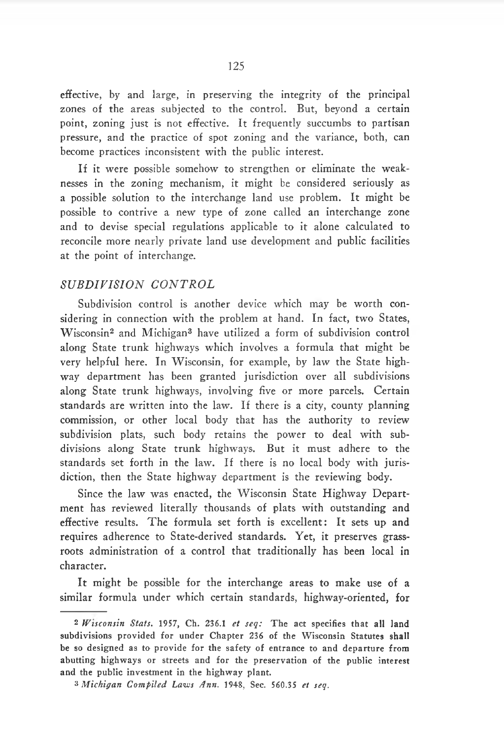effective, by and large, in preserving the integrity of the principal zones of the areas subjected to the control. But, beyond a certain point, zoning just is not effective. It frequently succumbs to partisan pressure, and the practice of spot zoning and the variance, both, can become practices inconsistent with the public interest.

If it were possible somehow to strengthen or eliminate the weaknesses in the zoning mechanism, it might be considered seriously as a possible solution to the interchange land use problem. It might be possible to contrive a new type of zone called an interchange zone and to devise special regulations applicable to it alone calculated to reconcile more nearly private land use development and public facilities at the point of interchange.

## *SUBDIVISION CONTROL*

Subdivision control is another device which may be worth considering in connection with the problem at hand. In fact, two States, Wisconsin[2] and Michigan[3] have utilized a form of subdivision control along State trunk highways which involves a formula that might be very helpful here. In Wisconsin, for example, by law the State highway department has been granted jurisdiction over all subdivisions along State trunk highways, involving five or more parcels. Certain standards are written into the law. If there is a city, county planning commission, or other local body that has the authority to review subdivision plats, such body retains the power to deal with subdivisions along State trunk highways. But it must adhere to the standards set forth in the law. If there is no local body with jurisdiction, then the State highway department is the reviewing body.

Since the law was enacted, the Wisconsin State Highway Department has reviewed literally thousands of plats with outstanding and effective results. The formula set forth is excellent: It sets up and requires adherence to State-derived standards. Yet, it preserves grassroots administration of a control that traditionally has been local in character.

It might be possible for the interchange areas to make use of a similar formula under which certain standards, highway-oriented, for

---

[2] *Wisconsin Stats.* 1957, Ch. 236.1 *et seq:* The act specifies that all land subdivisions provided for under Chapter 236 of the Wisconsin Statutes shall be so designed as to provide for the safety of entrance to and departure from abutting highways or streets and for the preservation of the public interest and the public investment in the highway plant.

[3] *Michigan Compiled Laws Ann.* 1948, Sec. 560.35 *et seq.*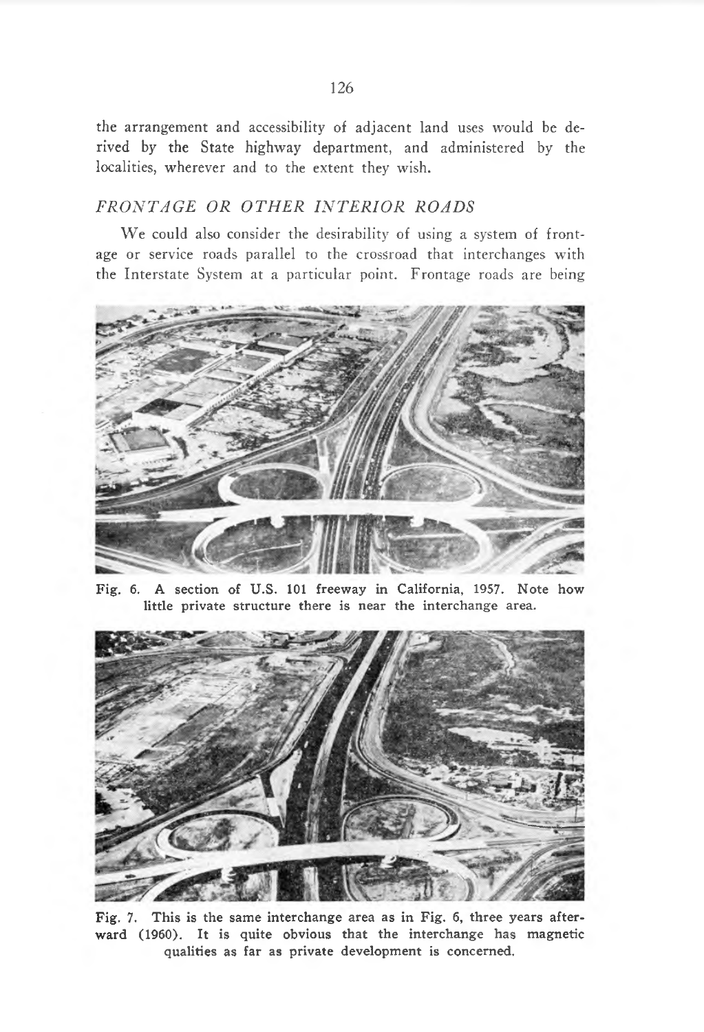the arrangement and accessibility of adjacent land uses would be derived by the State highway department, and administered by the localities, wherever and to the extent they wish.

## *FRONTAGE OR OTHER INTERIOR ROADS*

We could also consider the desirability of using a system of frontage or service roads parallel to the crossroad that interchanges with the Interstate System at a particular point. Frontage roads are being

Fig. 6. A section of U.S. 101 freeway in California, 1957. Note how little private structure there is near the interchange area.

Fig. 7. This is the same interchange area as in Fig. 6, three years afterward (1960). It is quite obvious that the interchange has magnetic qualities as far as private development is concerned.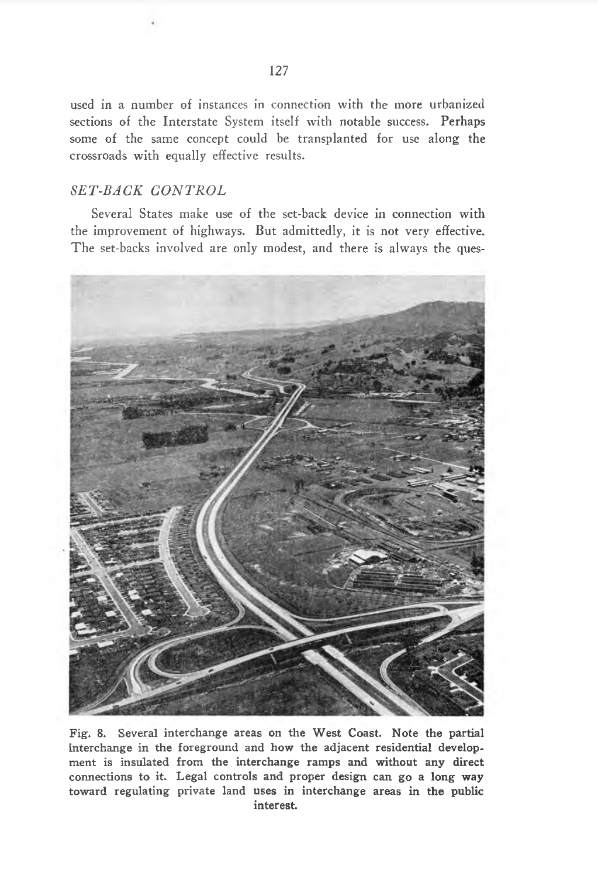used in a number of instances in connection with the more urbanized sections of the Interstate System itself with notable success. Perhaps some of the same concept could be transplanted for use along the crossroads with equally effective results.

### *SET-BACK CONTROL*

Several States make use of the set-back device in connection with the improvement of highways. But admittedly, it is not very effective. The set-backs involved are only modest, and there is always the ques-

**Fig. 8. Several interchange areas on the West Coast. Note the partial interchange in the foreground and how the adjacent residential development is insulated from the interchange ramps and without any direct connections to it. Legal controls and proper design can go a long way toward regulating private land uses in interchange areas in the public interest.**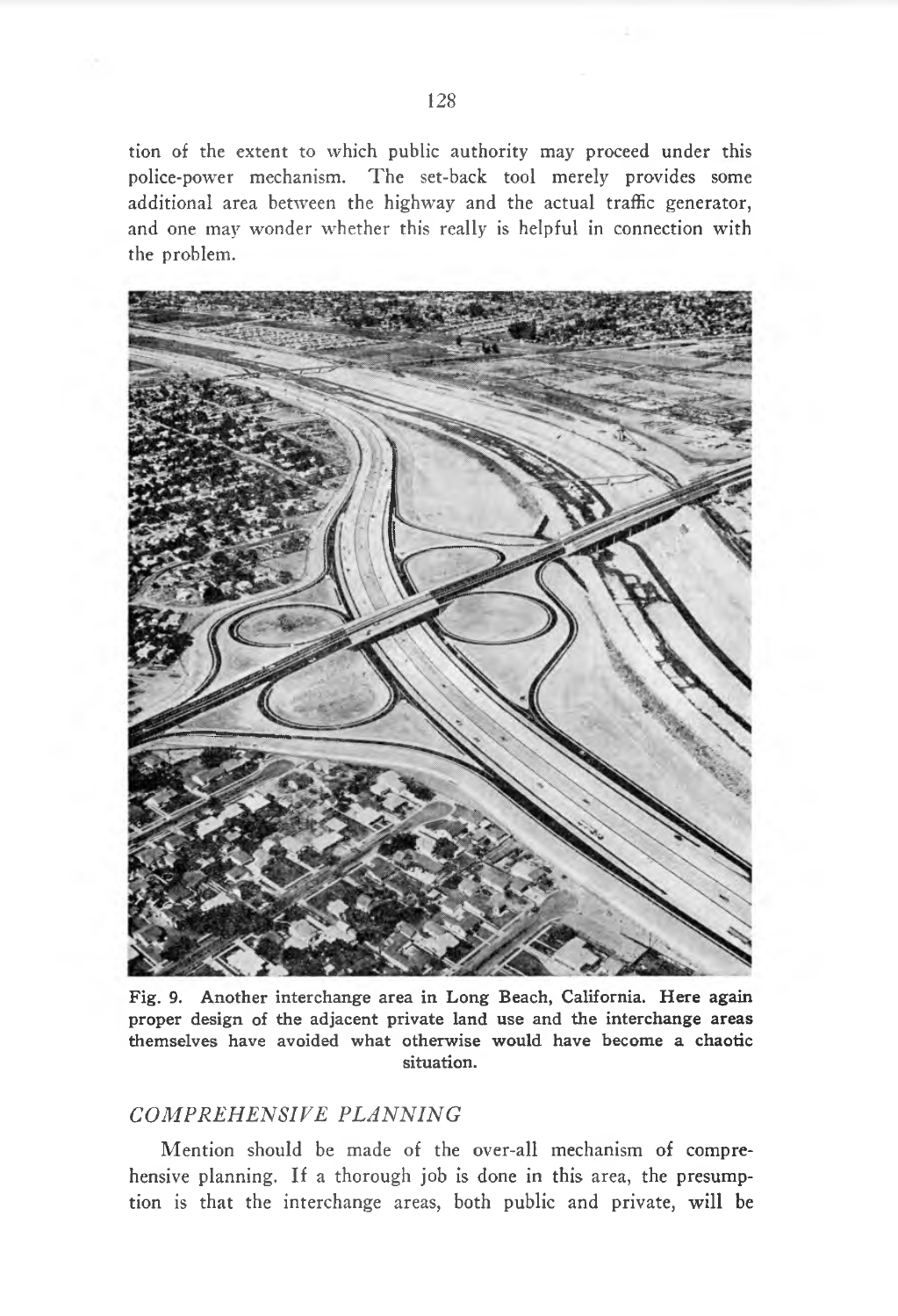tion of the extent to which public authority may proceed under this police-power mechanism. The set-back tool merely provides some additional area between the highway and the actual traffic generator, and one may wonder whether this really is helpful in connection with the problem.

**Fig. 9. Another interchange area in Long Beach, California. Here again proper design of the adjacent private land use and the interchange areas themselves have avoided what otherwise would have become a chaotic situation.**

## *COMPREHENSIVE PLANNING*

Mention should be made of the over-all mechanism of comprehensive planning. If a thorough job is done in this area, the presumption is that the interchange areas, both public and private, will be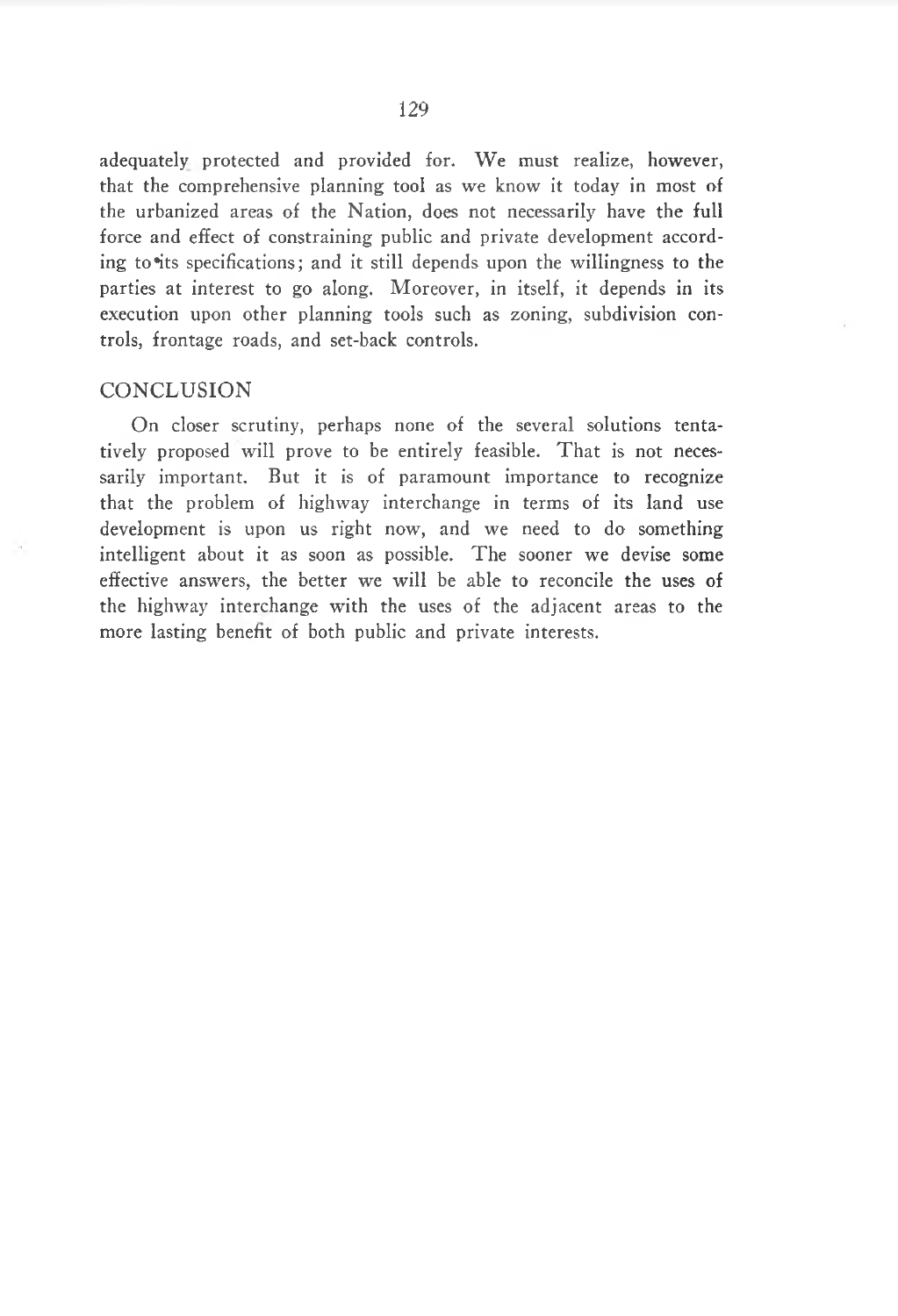adequately protected and provided for. We must realize, however, that the comprehensive planning tool as we know it today in most of the urbanized areas of the Nation, does not necessarily have the full force and effect of constraining public and private development according to its specifications; and it still depends upon the willingness to the parties at interest to go along. Moreover, in itself, it depends in its execution upon other planning tools such as zoning, subdivision controls, frontage roads, and set-back controls.

## CONCLUSION

On closer scrutiny, perhaps none of the several solutions tentatively proposed will prove to be entirely feasible. That is not necessarily important. But it is of paramount importance to recognize that the problem of highway interchange in terms of its land use development is upon us right now, and we need to do something intelligent about it as soon as possible. The sooner we devise some effective answers, the better we will be able to reconcile the uses of the highway interchange with the uses of the adjacent areas to the more lasting benefit of both public and private interests.